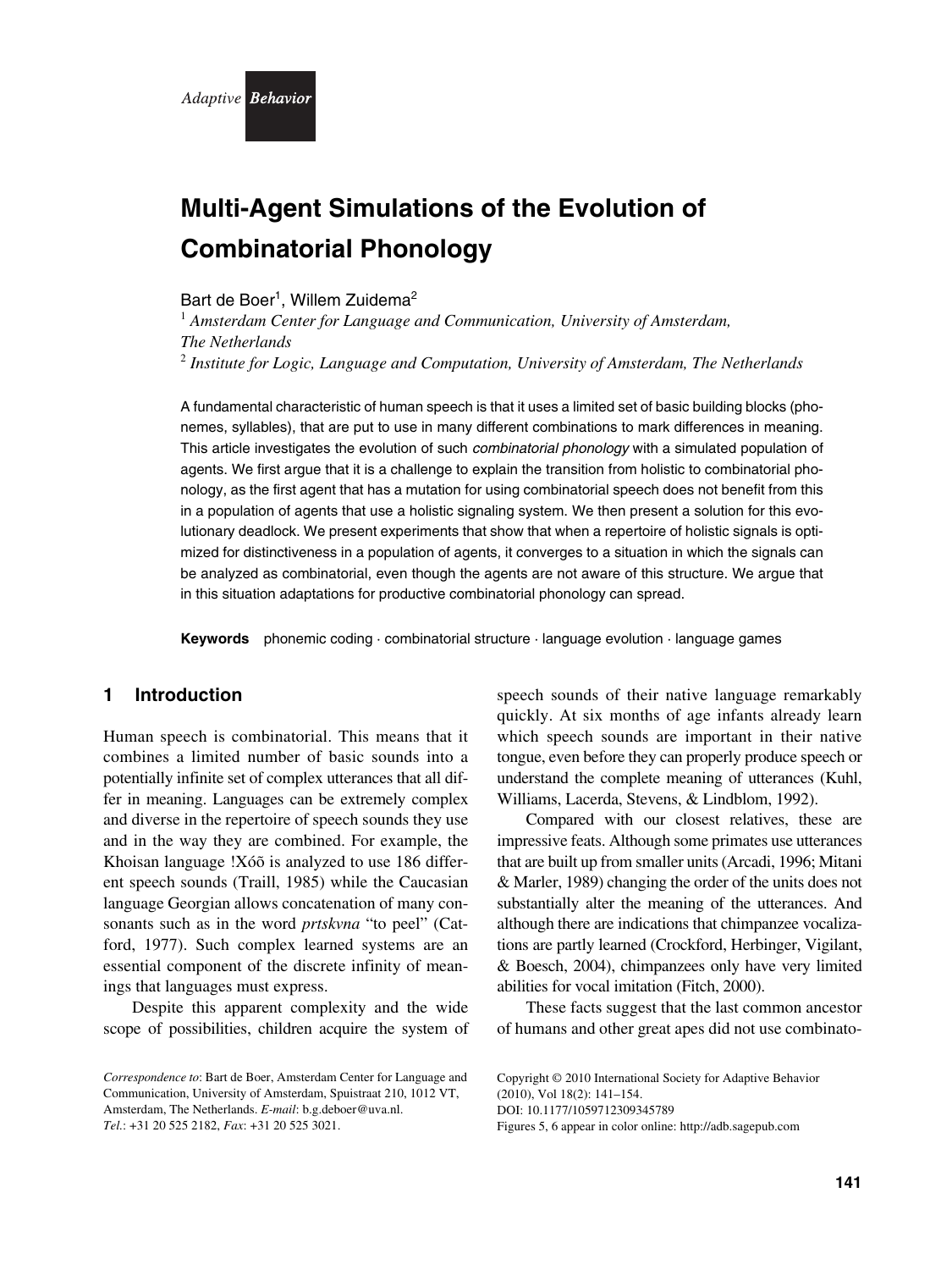Adaptive **Behavior**

# Multi-Agent Simulations of the Evolution of Combinatorial Phonology

Bart de Boer[1], Willem Zuidema[2]

[1] *Amsterdam Center for Language and Communication, University of Amsterdam, The Netherlands*

[2] *Institute for Logic, Language and Computation, University of Amsterdam, The Netherlands*

A fundamental characteristic of human speech is that it uses a limited set of basic building blocks (phonemes, syllables), that are put to use in many different combinations to mark differences in meaning. This article investigates the evolution of such *combinatorial phonology* with a simulated population of agents. We first argue that it is a challenge to explain the transition from holistic to combinatorial phonology, as the first agent that has a mutation for using combinatorial speech does not benefit from this in a population of agents that use a holistic signaling system. We then present a solution for this evolutionary deadlock. We present experiments that show that when a repertoire of holistic signals is optimized for distinctiveness in a population of agents, it converges to a situation in which the signals can be analyzed as combinatorial, even though the agents are not aware of this structure. We argue that in this situation adaptations for productive combinatorial phonology can spread.

**Keywords** phonemic coding · combinatorial structure · language evolution · language games

## 1 Introduction

Human speech is combinatorial. This means that it combines a limited number of basic sounds into a potentially infinite set of complex utterances that all differ in meaning. Languages can be extremely complex and diverse in the repertoire of speech sounds they use and in the way they are combined. For example, the Khoisan language !Xóõ is analyzed to use 186 different speech sounds (Traill, 1985) while the Caucasian language Georgian allows concatenation of many consonants such as in the word *prtskvna* "to peel" (Catford, 1977). Such complex learned systems are an essential component of the discrete infinity of meanings that languages must express.

Despite this apparent complexity and the wide scope of possibilities, children acquire the system of speech sounds of their native language remarkably quickly. At six months of age infants already learn which speech sounds are important in their native tongue, even before they can properly produce speech or understand the complete meaning of utterances (Kuhl, Williams, Lacerda, Stevens, & Lindblom, 1992).

Compared with our closest relatives, these are impressive feats. Although some primates use utterances that are built up from smaller units (Arcadi, 1996; Mitani & Marler, 1989) changing the order of the units does not substantially alter the meaning of the utterances. And although there are indications that chimpanzee vocalizations are partly learned (Crockford, Herbinger, Vigilant, & Boesch, 2004), chimpanzees only have very limited abilities for vocal imitation (Fitch, 2000).

These facts suggest that the last common ancestor of humans and other great apes did not use combinato-

*Correspondence to*: Bart de Boer, Amsterdam Center for Language and Communication, University of Amsterdam, Spuistraat 210, 1012 VT, Amsterdam, The Netherlands. *E-mail*: b.g.deboer@uva.nl. *Tel.*: +31 20 525 2182, *Fax*: +31 20 525 3021.

Copyright © 2010 International Society for Adaptive Behavior (2010), Vol 18(2): 141–154.
DOI: 10.1177/1059712309345789
Figures 5, 6 appear in color online: http://adb.sagepub.com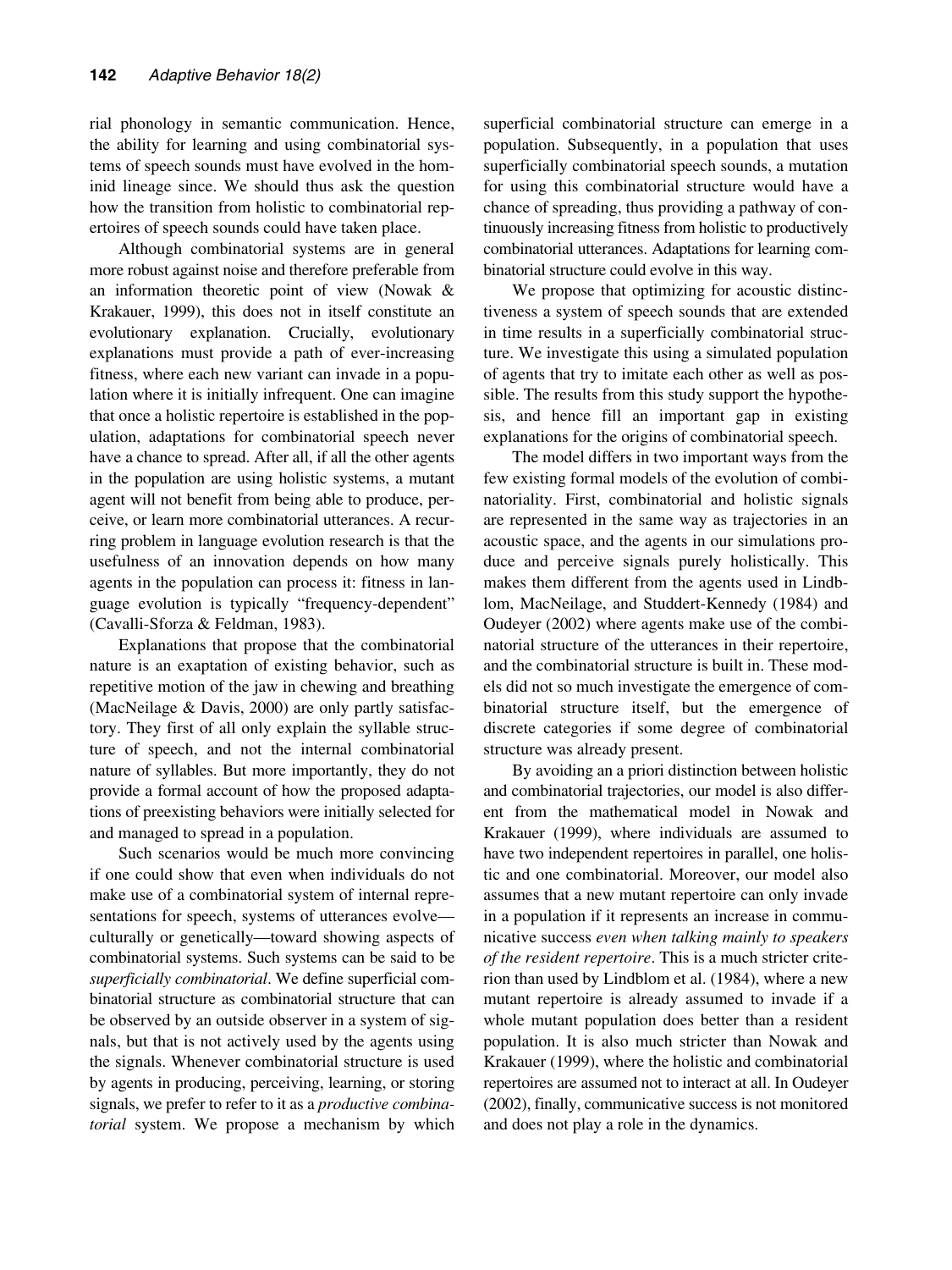rial phonology in semantic communication. Hence, the ability for learning and using combinatorial systems of speech sounds must have evolved in the hominid lineage since. We should thus ask the question how the transition from holistic to combinatorial repertoires of speech sounds could have taken place.

Although combinatorial systems are in general more robust against noise and therefore preferable from an information theoretic point of view (Nowak & Krakauer, 1999), this does not in itself constitute an evolutionary explanation. Crucially, evolutionary explanations must provide a path of ever-increasing fitness, where each new variant can invade in a population where it is initially infrequent. One can imagine that once a holistic repertoire is established in the population, adaptations for combinatorial speech never have a chance to spread. After all, if all the other agents in the population are using holistic systems, a mutant agent will not benefit from being able to produce, perceive, or learn more combinatorial utterances. A recurring problem in language evolution research is that the usefulness of an innovation depends on how many agents in the population can process it: fitness in language evolution is typically "frequency-dependent" (Cavalli-Sforza & Feldman, 1983).

Explanations that propose that the combinatorial nature is an exaptation of existing behavior, such as repetitive motion of the jaw in chewing and breathing (MacNeilage & Davis, 2000) are only partly satisfactory. They first of all only explain the syllable structure of speech, and not the internal combinatorial nature of syllables. But more importantly, they do not provide a formal account of how the proposed adaptations of preexisting behaviors were initially selected for and managed to spread in a population.

Such scenarios would be much more convincing if one could show that even when individuals do not make use of a combinatorial system of internal representations for speech, systems of utterances evolve—culturally or genetically—toward showing aspects of combinatorial systems. Such systems can be said to be *superficially combinatorial*. We define superficial combinatorial structure as combinatorial structure that can be observed by an outside observer in a system of signals, but that is not actively used by the agents using the signals. Whenever combinatorial structure is used by agents in producing, perceiving, learning, or storing signals, we prefer to refer to it as a *productive combinatorial* system. We propose a mechanism by which superficial combinatorial structure can emerge in a population. Subsequently, in a population that uses superficially combinatorial speech sounds, a mutation for using this combinatorial structure would have a chance of spreading, thus providing a pathway of continuously increasing fitness from holistic to productively combinatorial utterances. Adaptations for learning combinatorial structure could evolve in this way.

We propose that optimizing for acoustic distinctiveness a system of speech sounds that are extended in time results in a superficially combinatorial structure. We investigate this using a simulated population of agents that try to imitate each other as well as possible. The results from this study support the hypothesis, and hence fill an important gap in existing explanations for the origins of combinatorial speech.

The model differs in two important ways from the few existing formal models of the evolution of combinatoriality. First, combinatorial and holistic signals are represented in the same way as trajectories in an acoustic space, and the agents in our simulations produce and perceive signals purely holistically. This makes them different from the agents used in Lindblom, MacNeilage, and Studdert-Kennedy (1984) and Oudeyer (2002) where agents make use of the combinatorial structure of the utterances in their repertoire, and the combinatorial structure is built in. These models did not so much investigate the emergence of combinatorial structure itself, but the emergence of discrete categories if some degree of combinatorial structure was already present.

By avoiding an a priori distinction between holistic and combinatorial trajectories, our model is also different from the mathematical model in Nowak and Krakauer (1999), where individuals are assumed to have two independent repertoires in parallel, one holistic and one combinatorial. Moreover, our model also assumes that a new mutant repertoire can only invade in a population if it represents an increase in communicative success *even when talking mainly to speakers of the resident repertoire*. This is a much stricter criterion than used by Lindblom et al. (1984), where a new mutant repertoire is already assumed to invade if a whole mutant population does better than a resident population. It is also much stricter than Nowak and Krakauer (1999), where the holistic and combinatorial repertoires are assumed not to interact at all. In Oudeyer (2002), finally, communicative success is not monitored and does not play a role in the dynamics.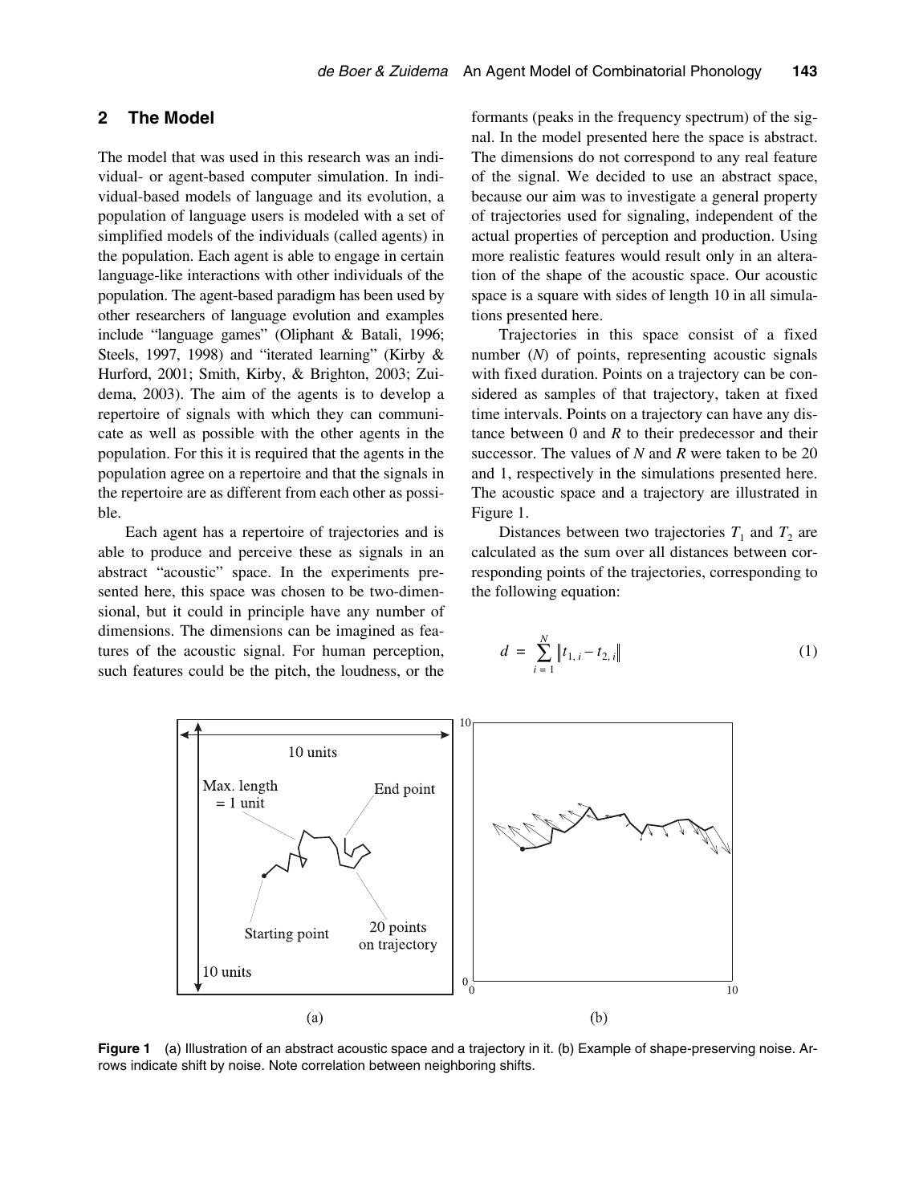## 2 The Model

The model that was used in this research was an individual- or agent-based computer simulation. In individual-based models of language and its evolution, a population of language users is modeled with a set of simplified models of the individuals (called agents) in the population. Each agent is able to engage in certain language-like interactions with other individuals of the population. The agent-based paradigm has been used by other researchers of language evolution and examples include "language games" (Oliphant & Batali, 1996; Steels, 1997, 1998) and "iterated learning" (Kirby & Hurford, 2001; Smith, Kirby, & Brighton, 2003; Zuidema, 2003). The aim of the agents is to develop a repertoire of signals with which they can communicate as well as possible with the other agents in the population. For this it is required that the agents in the population agree on a repertoire and that the signals in the repertoire are as different from each other as possible.

Each agent has a repertoire of trajectories and is able to produce and perceive these as signals in an abstract "acoustic" space. In the experiments presented here, this space was chosen to be two-dimensional, but it could in principle have any number of dimensions. The dimensions can be imagined as features of the acoustic signal. For human perception, such features could be the pitch, the loudness, or the formants (peaks in the frequency spectrum) of the signal. In the model presented here the space is abstract. The dimensions do not correspond to any real feature of the signal. We decided to use an abstract space, because our aim was to investigate a general property of trajectories used for signaling, independent of the actual properties of perception and production. Using more realistic features would result only in an alteration of the shape of the acoustic space. Our acoustic space is a square with sides of length 10 in all simulations presented here.

Trajectories in this space consist of a fixed number ($N$) of points, representing acoustic signals with fixed duration. Points on a trajectory can be considered as samples of that trajectory, taken at fixed time intervals. Points on a trajectory can have any distance between 0 and $R$ to their predecessor and their successor. The values of $N$ and $R$ were taken to be 20 and 1, respectively in the simulations presented here. The acoustic space and a trajectory are illustrated in Figure 1.

Distances between two trajectories $T_1$ and $T_2$ are calculated as the sum over all distances between corresponding points of the trajectories, corresponding to the following equation:

$$d = \sum_{i=1}^{N} \left\| t_{1,i} - t_{2,i} \right\| \tag{1}$$

**Figure 1** (a) Illustration of an abstract acoustic space and a trajectory in it. (b) Example of shape-preserving noise. Arrows indicate shift by noise. Note correlation between neighboring shifts.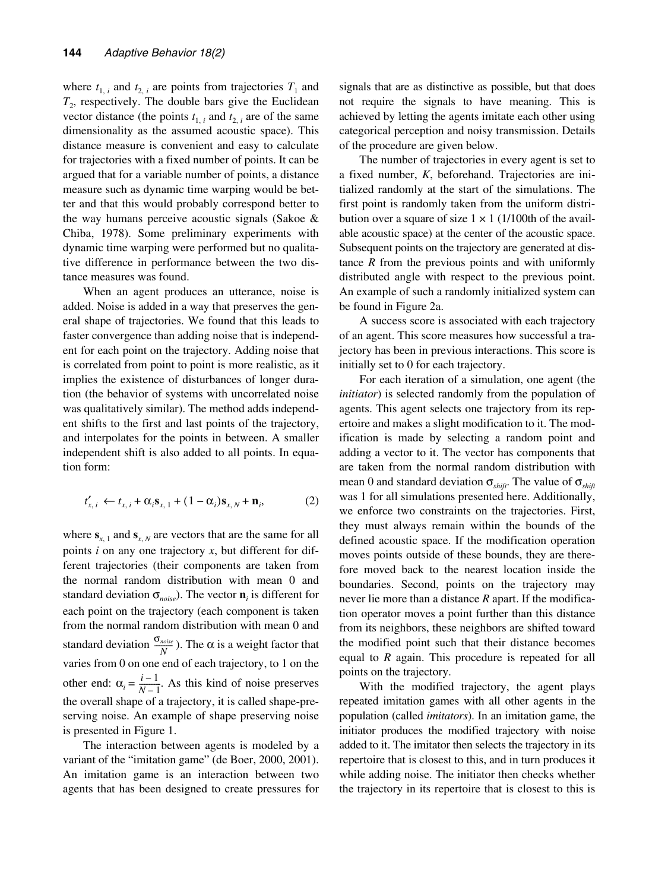where $t_{1,\,i}$ and $t_{2,\,i}$ are points from trajectories $T_1$ and $T_2$, respectively. The double bars give the Euclidean vector distance (the points $t_{1,\,i}$ and $t_{2,\,i}$ are of the same dimensionality as the assumed acoustic space). This distance measure is convenient and easy to calculate for trajectories with a fixed number of points. It can be argued that for a variable number of points, a distance measure such as dynamic time warping would be better and that this would probably correspond better to the way humans perceive acoustic signals (Sakoe & Chiba, 1978). Some preliminary experiments with dynamic time warping were performed but no qualitative difference in performance between the two distance measures was found.

When an agent produces an utterance, noise is added. Noise is added in a way that preserves the general shape of trajectories. We found that this leads to faster convergence than adding noise that is independent for each point on the trajectory. Adding noise that is correlated from point to point is more realistic, as it implies the existence of disturbances of longer duration (the behavior of systems with uncorrelated noise was qualitatively similar). The method adds independent shifts to the first and last points of the trajectory, and interpolates for the points in between. A smaller independent shift is also added to all points. In equation form:

$$t'_{x,\,i} \leftarrow t_{x,\,i} + \alpha_i \mathbf{s}_{x,\,1} + (1 - \alpha_i)\mathbf{s}_{x,\,N} + \mathbf{n}_i, \tag{2}$$

where $\mathbf{s}_{x,\,1}$ and $\mathbf{s}_{x,\,N}$ are vectors that are the same for all points $i$ on any one trajectory $x$, but different for different trajectories (their components are taken from the normal random distribution with mean 0 and standard deviation $\sigma_{noise}$). The vector $\mathbf{n}_i$ is different for each point on the trajectory (each component is taken from the normal random distribution with mean 0 and standard deviation $\frac{\sigma_{noise}}{N}$). The $\alpha$ is a weight factor that varies from 0 on one end of each trajectory, to 1 on the other end: $\alpha_i = \frac{i-1}{N-1}$. As this kind of noise preserves the overall shape of a trajectory, it is called shape-preserving noise. An example of shape preserving noise is presented in Figure 1.

The interaction between agents is modeled by a variant of the "imitation game" (de Boer, 2000, 2001). An imitation game is an interaction between two agents that has been designed to create pressures for signals that are as distinctive as possible, but that does not require the signals to have meaning. This is achieved by letting the agents imitate each other using categorical perception and noisy transmission. Details of the procedure are given below.

The number of trajectories in every agent is set to a fixed number, $K$, beforehand. Trajectories are initialized randomly at the start of the simulations. The first point is randomly taken from the uniform distribution over a square of size $1 \times 1$ (1/100th of the available acoustic space) at the center of the acoustic space. Subsequent points on the trajectory are generated at distance $R$ from the previous points and with uniformly distributed angle with respect to the previous point. An example of such a randomly initialized system can be found in Figure 2a.

A success score is associated with each trajectory of an agent. This score measures how successful a trajectory has been in previous interactions. This score is initially set to 0 for each trajectory.

For each iteration of a simulation, one agent (the *initiator*) is selected randomly from the population of agents. This agent selects one trajectory from its repertoire and makes a slight modification to it. The modification is made by selecting a random point and adding a vector to it. The vector has components that are taken from the normal random distribution with mean 0 and standard deviation $\sigma_{shift}$. The value of $\sigma_{shift}$ was 1 for all simulations presented here. Additionally, we enforce two constraints on the trajectories. First, they must always remain within the bounds of the defined acoustic space. If the modification operation moves points outside of these bounds, they are therefore moved back to the nearest location inside the boundaries. Second, points on the trajectory may never lie more than a distance $R$ apart. If the modification operator moves a point further than this distance from its neighbors, these neighbors are shifted toward the modified point such that their distance becomes equal to $R$ again. This procedure is repeated for all points on the trajectory.

With the modified trajectory, the agent plays repeated imitation games with all other agents in the population (called *imitators*). In an imitation game, the initiator produces the modified trajectory with noise added to it. The imitator then selects the trajectory in its repertoire that is closest to this, and in turn produces it while adding noise. The initiator then checks whether the trajectory in its repertoire that is closest to this is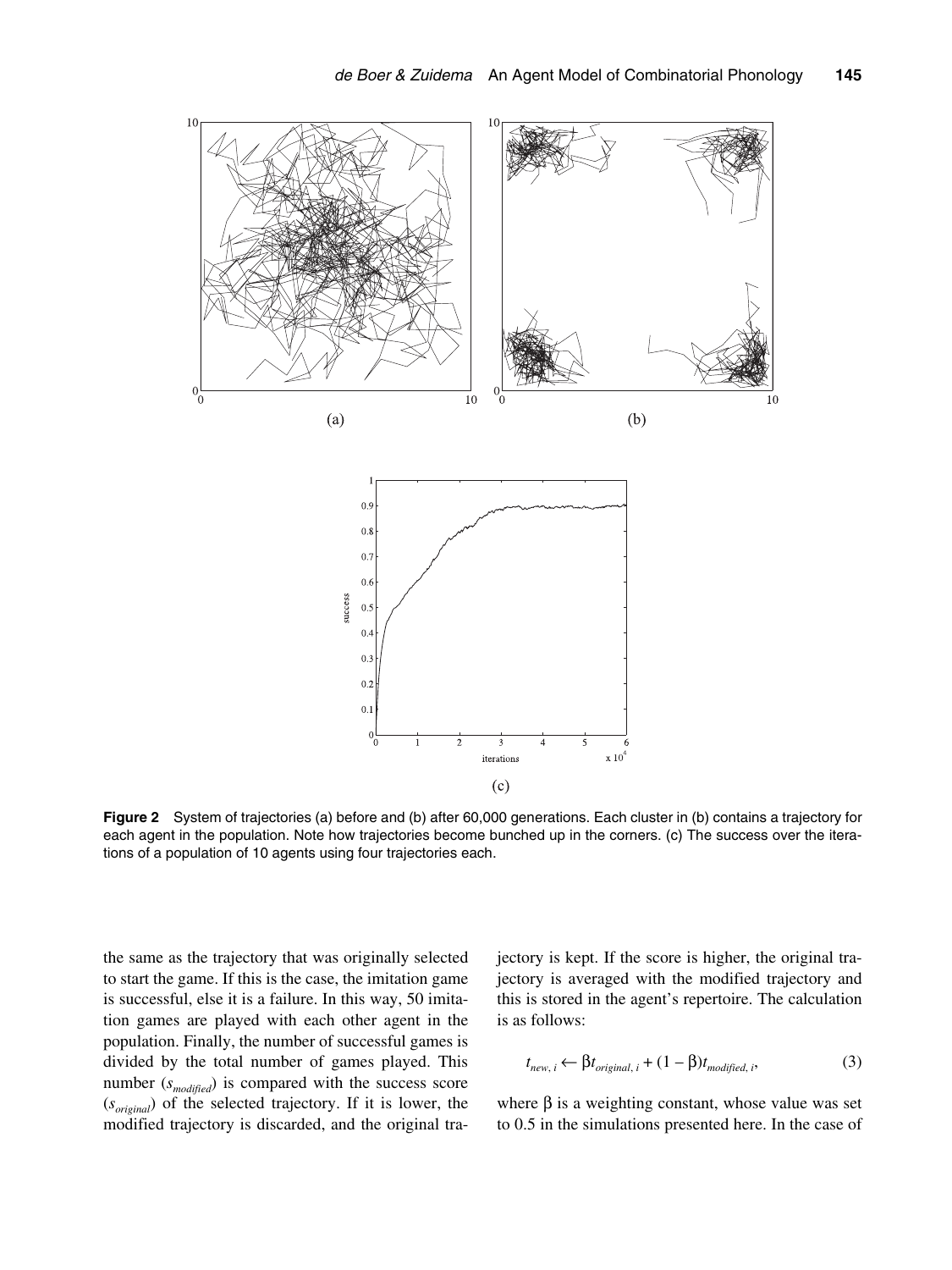**Figure 2** System of trajectories (a) before and (b) after 60,000 generations. Each cluster in (b) contains a trajectory for each agent in the population. Note how trajectories become bunched up in the corners. (c) The success over the iterations of a population of 10 agents using four trajectories each.

the same as the trajectory that was originally selected to start the game. If this is the case, the imitation game is successful, else it is a failure. In this way, 50 imitation games are played with each other agent in the population. Finally, the number of successful games is divided by the total number of games played. This number ($s_{modified}$) is compared with the success score ($s_{original}$) of the selected trajectory. If it is lower, the modified trajectory is discarded, and the original trajectory is kept. If the score is higher, the original trajectory is averaged with the modified trajectory and this is stored in the agent's repertoire. The calculation is as follows:

$$t_{new,\,i} \leftarrow \beta t_{original,\,i} + (1 - \beta) t_{modified,\,i}, \tag{3}$$

where $\beta$ is a weighting constant, whose value was set to 0.5 in the simulations presented here. In the case of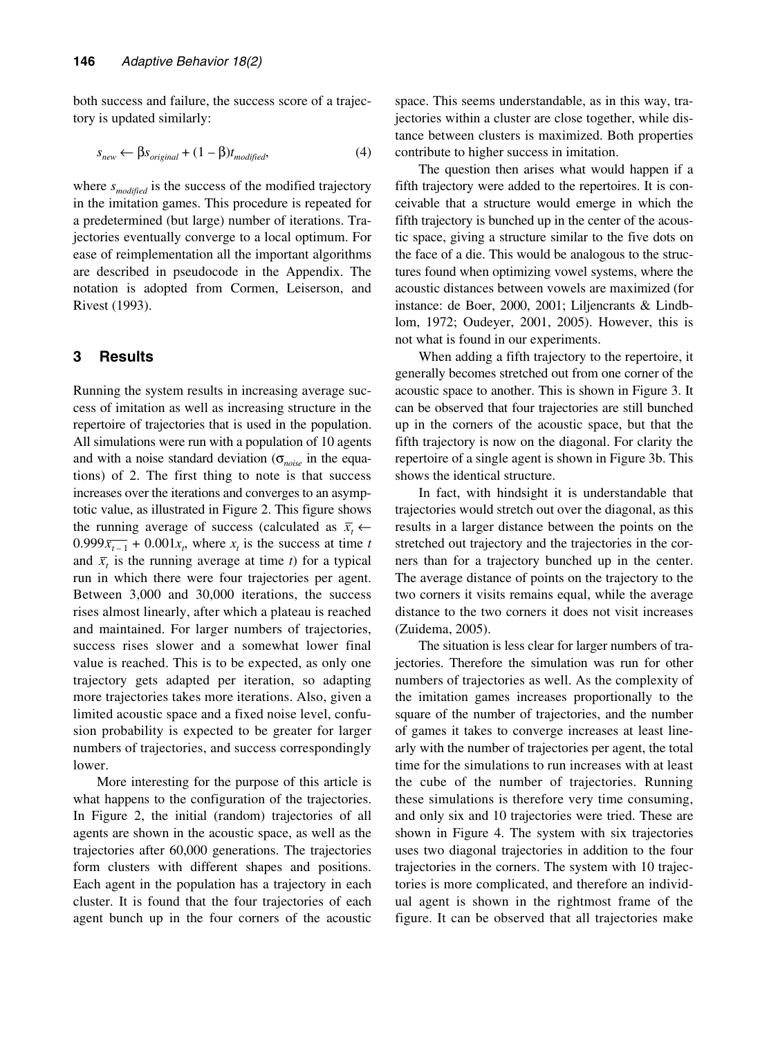both success and failure, the success score of a trajectory is updated similarly:

$$s_{new} \leftarrow \beta s_{original} + (1 - \beta) t_{modified}, \tag{4}$$

where $s_{modified}$ is the success of the modified trajectory in the imitation games. This procedure is repeated for a predetermined (but large) number of iterations. Trajectories eventually converge to a local optimum. For ease of reimplementation all the important algorithms are described in pseudocode in the Appendix. The notation is adopted from Cormen, Leiserson, and Rivest (1993).

## 3 Results

Running the system results in increasing average success of imitation as well as increasing structure in the repertoire of trajectories that is used in the population. All simulations were run with a population of 10 agents and with a noise standard deviation ($\sigma_{noise}$ in the equations) of 2. The first thing to note is that success increases over the iterations and converges to an asymptotic value, as illustrated in Figure 2. This figure shows the running average of success (calculated as $\bar{x}_t \leftarrow 0.999\overline{x_{t-1}} + 0.001x_t$, where $x_t$ is the success at time $t$ and $\bar{x}_t$ is the running average at time $t$) for a typical run in which there were four trajectories per agent. Between 3,000 and 30,000 iterations, the success rises almost linearly, after which a plateau is reached and maintained. For larger numbers of trajectories, success rises slower and a somewhat lower final value is reached. This is to be expected, as only one trajectory gets adapted per iteration, so adapting more trajectories takes more iterations. Also, given a limited acoustic space and a fixed noise level, confusion probability is expected to be greater for larger numbers of trajectories, and success correspondingly lower.

More interesting for the purpose of this article is what happens to the configuration of the trajectories. In Figure 2, the initial (random) trajectories of all agents are shown in the acoustic space, as well as the trajectories after 60,000 generations. The trajectories form clusters with different shapes and positions. Each agent in the population has a trajectory in each cluster. It is found that the four trajectories of each agent bunch up in the four corners of the acoustic space. This seems understandable, as in this way, trajectories within a cluster are close together, while distance between clusters is maximized. Both properties contribute to higher success in imitation.

The question then arises what would happen if a fifth trajectory were added to the repertoires. It is conceivable that a structure would emerge in which the fifth trajectory is bunched up in the center of the acoustic space, giving a structure similar to the five dots on the face of a die. This would be analogous to the structures found when optimizing vowel systems, where the acoustic distances between vowels are maximized (for instance: de Boer, 2000, 2001; Liljencrants & Lindblom, 1972; Oudeyer, 2001, 2005). However, this is not what is found in our experiments.

When adding a fifth trajectory to the repertoire, it generally becomes stretched out from one corner of the acoustic space to another. This is shown in Figure 3. It can be observed that four trajectories are still bunched up in the corners of the acoustic space, but that the fifth trajectory is now on the diagonal. For clarity the repertoire of a single agent is shown in Figure 3b. This shows the identical structure.

In fact, with hindsight it is understandable that trajectories would stretch out over the diagonal, as this results in a larger distance between the points on the stretched out trajectory and the trajectories in the corners than for a trajectory bunched up in the center. The average distance of points on the trajectory to the two corners it visits remains equal, while the average distance to the two corners it does not visit increases (Zuidema, 2005).

The situation is less clear for larger numbers of trajectories. Therefore the simulation was run for other numbers of trajectories as well. As the complexity of the imitation games increases proportionally to the square of the number of trajectories, and the number of games it takes to converge increases at least linearly with the number of trajectories per agent, the total time for the simulations to run increases with at least the cube of the number of trajectories. Running these simulations is therefore very time consuming, and only six and 10 trajectories were tried. These are shown in Figure 4. The system with six trajectories uses two diagonal trajectories in addition to the four trajectories in the corners. The system with 10 trajectories is more complicated, and therefore an individual agent is shown in the rightmost frame of the figure. It can be observed that all trajectories make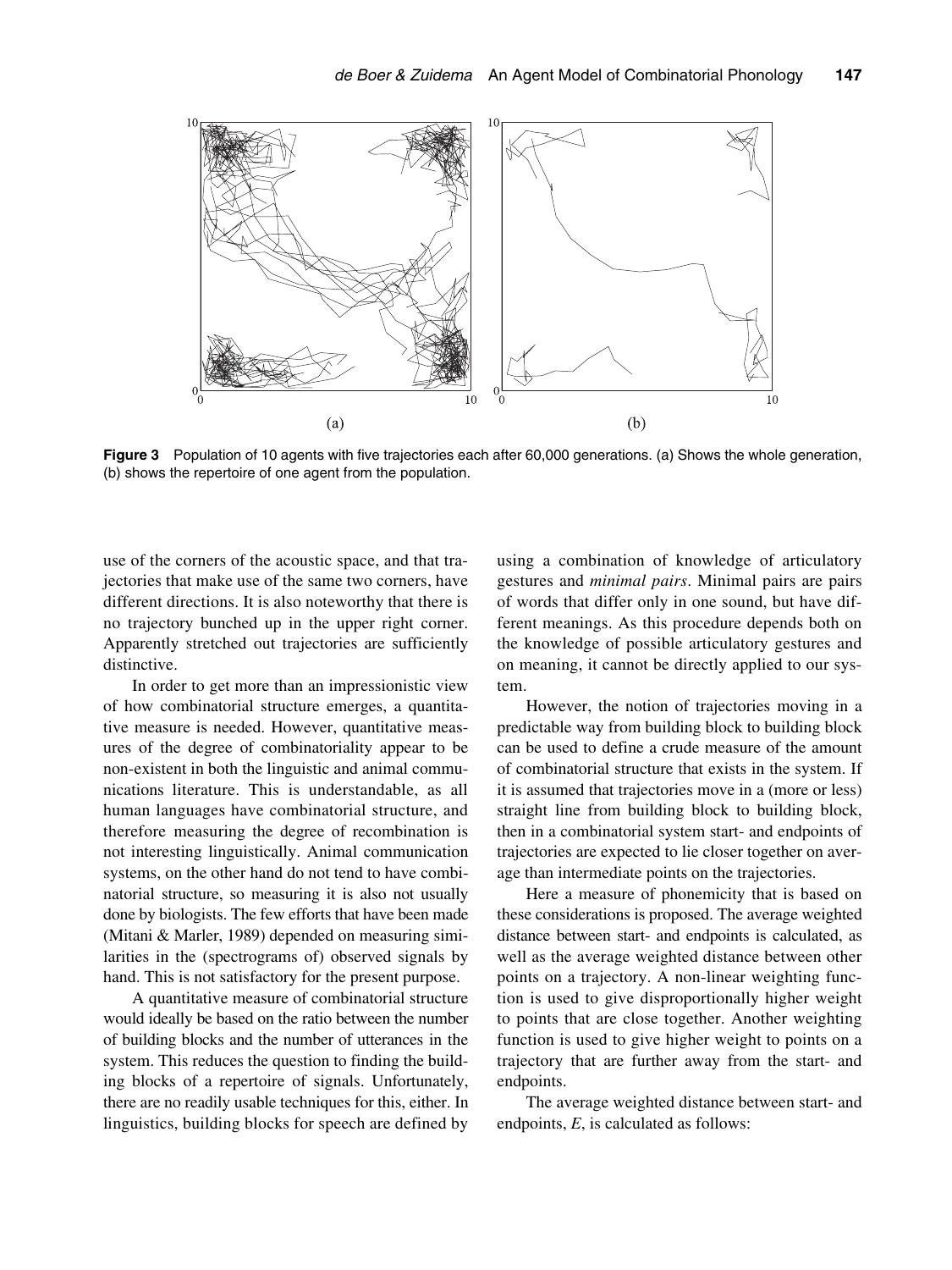**Figure 3** Population of 10 agents with five trajectories each after 60,000 generations. (a) Shows the whole generation, (b) shows the repertoire of one agent from the population.

use of the corners of the acoustic space, and that trajectories that make use of the same two corners, have different directions. It is also noteworthy that there is no trajectory bunched up in the upper right corner. Apparently stretched out trajectories are sufficiently distinctive.

In order to get more than an impressionistic view of how combinatorial structure emerges, a quantitative measure is needed. However, quantitative measures of the degree of combinatoriality appear to be non-existent in both the linguistic and animal communications literature. This is understandable, as all human languages have combinatorial structure, and therefore measuring the degree of recombination is not interesting linguistically. Animal communication systems, on the other hand do not tend to have combinatorial structure, so measuring it is also not usually done by biologists. The few efforts that have been made (Mitani & Marler, 1989) depended on measuring similarities in the (spectrograms of) observed signals by hand. This is not satisfactory for the present purpose.

A quantitative measure of combinatorial structure would ideally be based on the ratio between the number of building blocks and the number of utterances in the system. This reduces the question to finding the building blocks of a repertoire of signals. Unfortunately, there are no readily usable techniques for this, either. In linguistics, building blocks for speech are defined by using a combination of knowledge of articulatory gestures and *minimal pairs*. Minimal pairs are pairs of words that differ only in one sound, but have different meanings. As this procedure depends both on the knowledge of possible articulatory gestures and on meaning, it cannot be directly applied to our system.

However, the notion of trajectories moving in a predictable way from building block to building block can be used to define a crude measure of the amount of combinatorial structure that exists in the system. If it is assumed that trajectories move in a (more or less) straight line from building block to building block, then in a combinatorial system start- and endpoints of trajectories are expected to lie closer together on average than intermediate points on the trajectories.

Here a measure of phonemicity that is based on these considerations is proposed. The average weighted distance between start- and endpoints is calculated, as well as the average weighted distance between other points on a trajectory. A non-linear weighting function is used to give disproportionally higher weight to points that are close together. Another weighting function is used to give higher weight to points on a trajectory that are further away from the start- and endpoints.

The average weighted distance between start- and endpoints, $E$, is calculated as follows: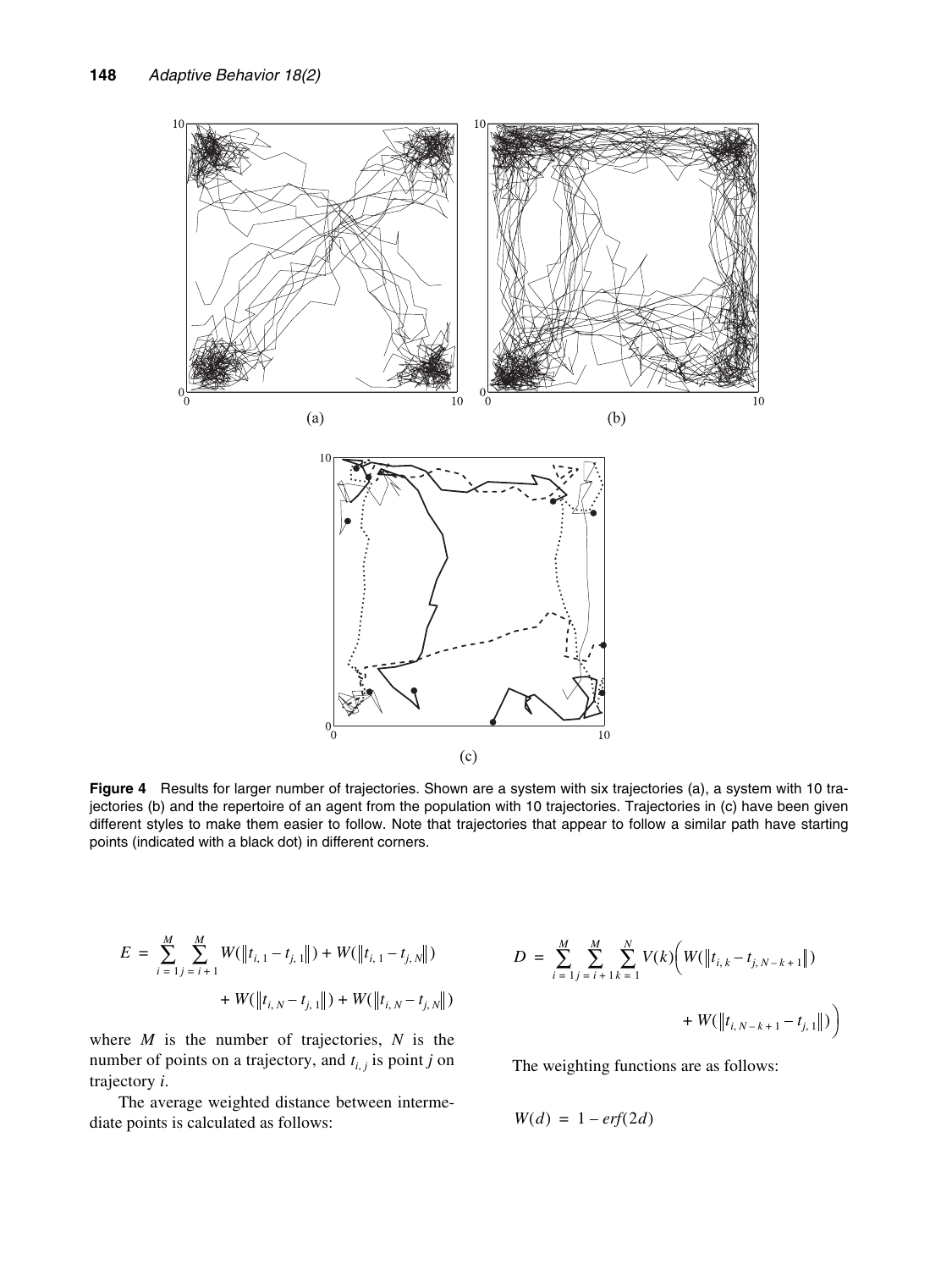**Figure 4** Results for larger number of trajectories. Shown are a system with six trajectories (a), a system with 10 trajectories (b) and the repertoire of an agent from the population with 10 trajectories. Trajectories in (c) have been given different styles to make them easier to follow. Note that trajectories that appear to follow a similar path have starting points (indicated with a black dot) in different corners.

$$E = \sum_{i=1}^{M} \sum_{j=i+1}^{M} W(\|t_{i,1} - t_{j,1}\|) + W(\|t_{i,1} - t_{j,N}\|) + W(\|t_{i,N} - t_{j,1}\|) + W(\|t_{i,N} - t_{j,N}\|)$$

where $M$ is the number of trajectories, $N$ is the number of points on a trajectory, and $t_{i,j}$ is point $j$ on trajectory $i$.

The average weighted distance between intermediate points is calculated as follows:

$$D = \sum_{i=1}^{M} \sum_{j=i+1}^{M} \sum_{k=1}^{N} V(k)\Big(W(\|t_{i,k} - t_{j,N-k+1}\|) + W(\|t_{i,N-k+1} - t_{j,1}\|)\Big)$$

The weighting functions are as follows:

$$W(d) = 1 - erf(2d)$$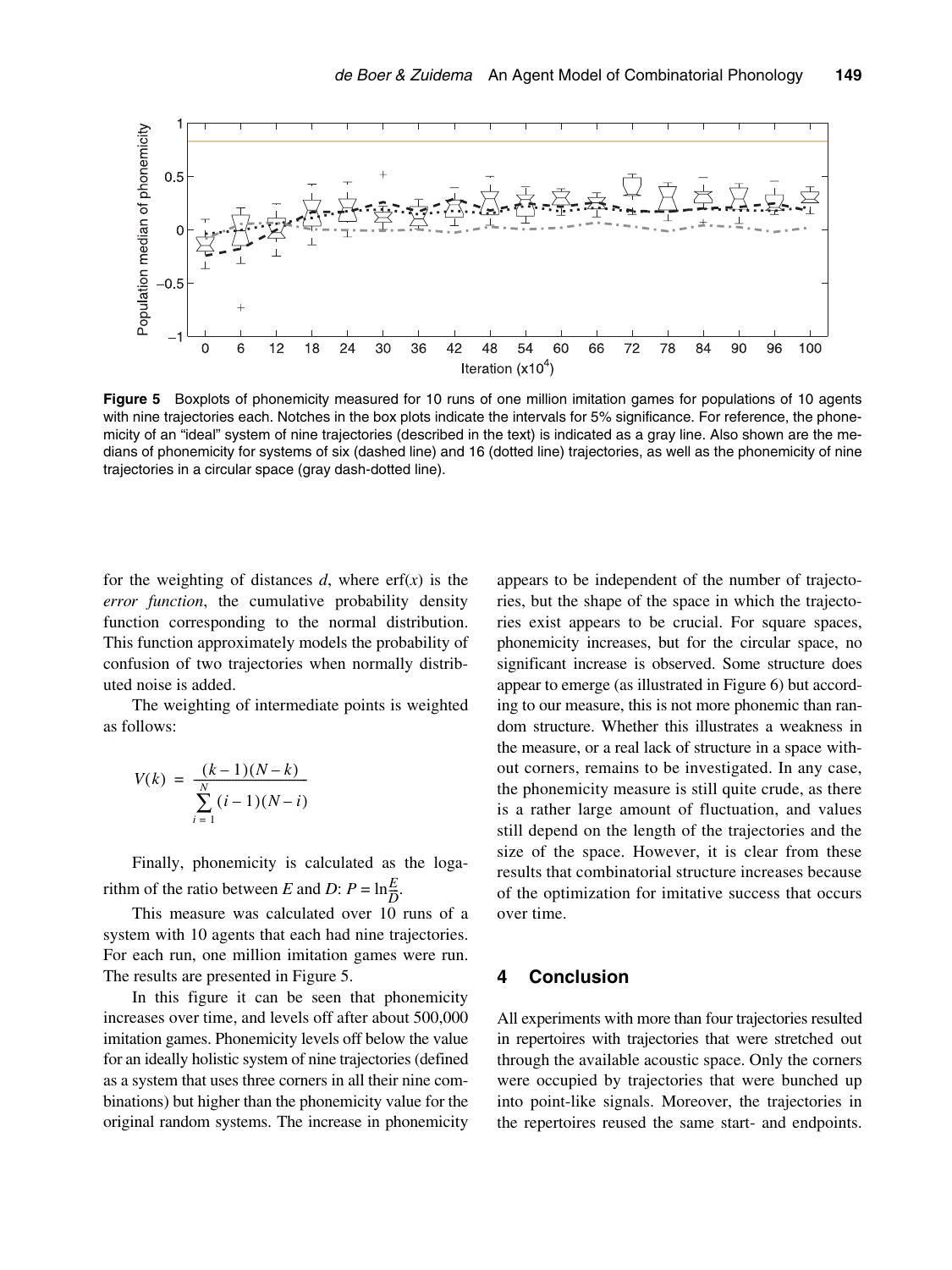**Figure 5** Boxplots of phonemicity measured for 10 runs of one million imitation games for populations of 10 agents with nine trajectories each. Notches in the box plots indicate the intervals for 5% significance. For reference, the phonemicity of an "ideal" system of nine trajectories (described in the text) is indicated as a gray line. Also shown are the medians of phonemicity for systems of six (dashed line) and 16 (dotted line) trajectories, as well as the phonemicity of nine trajectories in a circular space (gray dash-dotted line).

for the weighting of distances $d$, where $\operatorname{erf}(x)$ is the *error function*, the cumulative probability density function corresponding to the normal distribution. This function approximately models the probability of confusion of two trajectories when normally distributed noise is added.

The weighting of intermediate points is weighted as follows:

$$V(k) = \frac{(k-1)(N-k)}{\sum_{i=1}^{N}(i-1)(N-i)}$$

Finally, phonemicity is calculated as the logarithm of the ratio between $E$ and $D$: $P = \ln\frac{E}{D}$.

This measure was calculated over 10 runs of a system with 10 agents that each had nine trajectories. For each run, one million imitation games were run. The results are presented in Figure 5.

In this figure it can be seen that phonemicity increases over time, and levels off after about 500,000 imitation games. Phonemicity levels off below the value for an ideally holistic system of nine trajectories (defined as a system that uses three corners in all their nine combinations) but higher than the phonemicity value for the original random systems. The increase in phonemicity appears to be independent of the number of trajectories, but the shape of the space in which the trajectories exist appears to be crucial. For square spaces, phonemicity increases, but for the circular space, no significant increase is observed. Some structure does appear to emerge (as illustrated in Figure 6) but according to our measure, this is not more phonemic than random structure. Whether this illustrates a weakness in the measure, or a real lack of structure in a space without corners, remains to be investigated. In any case, the phonemicity measure is still quite crude, as there is a rather large amount of fluctuation, and values still depend on the length of the trajectories and the size of the space. However, it is clear from these results that combinatorial structure increases because of the optimization for imitative success that occurs over time.

## 4 Conclusion

All experiments with more than four trajectories resulted in repertoires with trajectories that were stretched out through the available acoustic space. Only the corners were occupied by trajectories that were bunched up into point-like signals. Moreover, the trajectories in the repertoires reused the same start- and endpoints.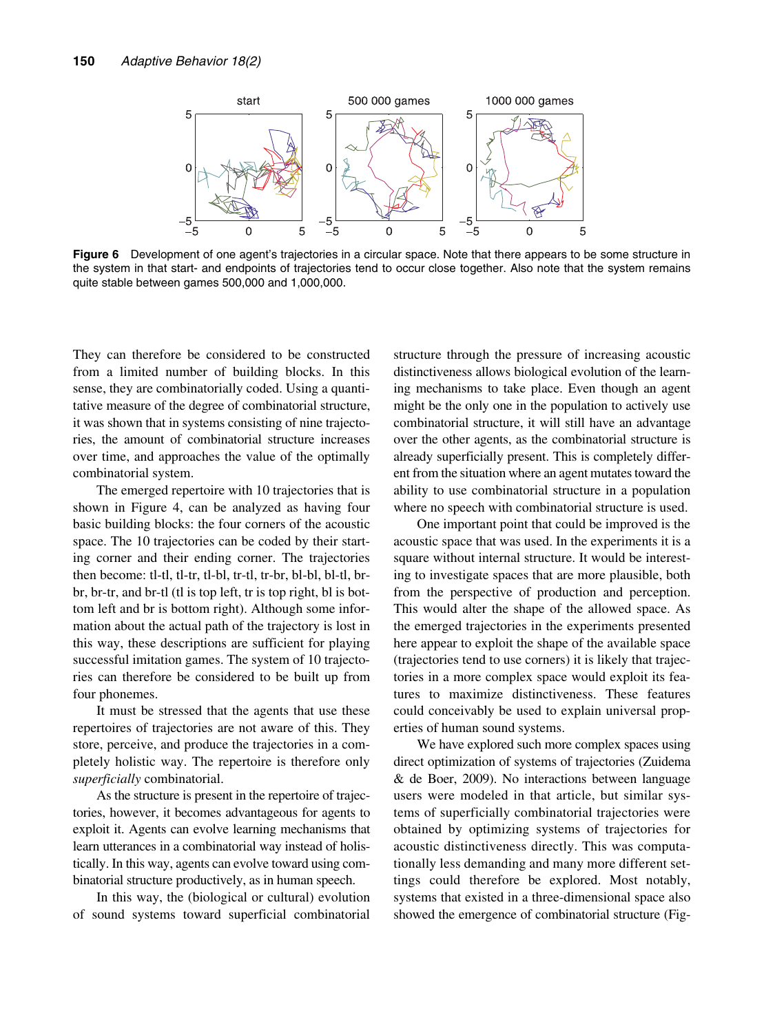**Figure 6** Development of one agent's trajectories in a circular space. Note that there appears to be some structure in the system in that start- and endpoints of trajectories tend to occur close together. Also note that the system remains quite stable between games 500,000 and 1,000,000.

They can therefore be considered to be constructed from a limited number of building blocks. In this sense, they are combinatorially coded. Using a quantitative measure of the degree of combinatorial structure, it was shown that in systems consisting of nine trajectories, the amount of combinatorial structure increases over time, and approaches the value of the optimally combinatorial system.

The emerged repertoire with 10 trajectories that is shown in Figure 4, can be analyzed as having four basic building blocks: the four corners of the acoustic space. The 10 trajectories can be coded by their starting corner and their ending corner. The trajectories then become: tl-tl, tl-tr, tl-bl, tr-tl, tr-br, bl-bl, bl-tl, br-br, br-tr, and br-tl (tl is top left, tr is top right, bl is bottom left and br is bottom right). Although some information about the actual path of the trajectory is lost in this way, these descriptions are sufficient for playing successful imitation games. The system of 10 trajectories can therefore be considered to be built up from four phonemes.

It must be stressed that the agents that use these repertoires of trajectories are not aware of this. They store, perceive, and produce the trajectories in a completely holistic way. The repertoire is therefore only *superficially* combinatorial.

As the structure is present in the repertoire of trajectories, however, it becomes advantageous for agents to exploit it. Agents can evolve learning mechanisms that learn utterances in a combinatorial way instead of holistically. In this way, agents can evolve toward using combinatorial structure productively, as in human speech.

In this way, the (biological or cultural) evolution of sound systems toward superficial combinatorial structure through the pressure of increasing acoustic distinctiveness allows biological evolution of the learning mechanisms to take place. Even though an agent might be the only one in the population to actively use combinatorial structure, it will still have an advantage over the other agents, as the combinatorial structure is already superficially present. This is completely different from the situation where an agent mutates toward the ability to use combinatorial structure in a population where no speech with combinatorial structure is used.

One important point that could be improved is the acoustic space that was used. In the experiments it is a square without internal structure. It would be interesting to investigate spaces that are more plausible, both from the perspective of production and perception. This would alter the shape of the allowed space. As the emerged trajectories in the experiments presented here appear to exploit the shape of the available space (trajectories tend to use corners) it is likely that trajectories in a more complex space would exploit its features to maximize distinctiveness. These features could conceivably be used to explain universal properties of human sound systems.

We have explored such more complex spaces using direct optimization of systems of trajectories (Zuidema & de Boer, 2009). No interactions between language users were modeled in that article, but similar systems of superficially combinatorial trajectories were obtained by optimizing systems of trajectories for acoustic distinctiveness directly. This was computationally less demanding and many more different settings could therefore be explored. Most notably, systems that existed in a three-dimensional space also showed the emergence of combinatorial structure (Fig-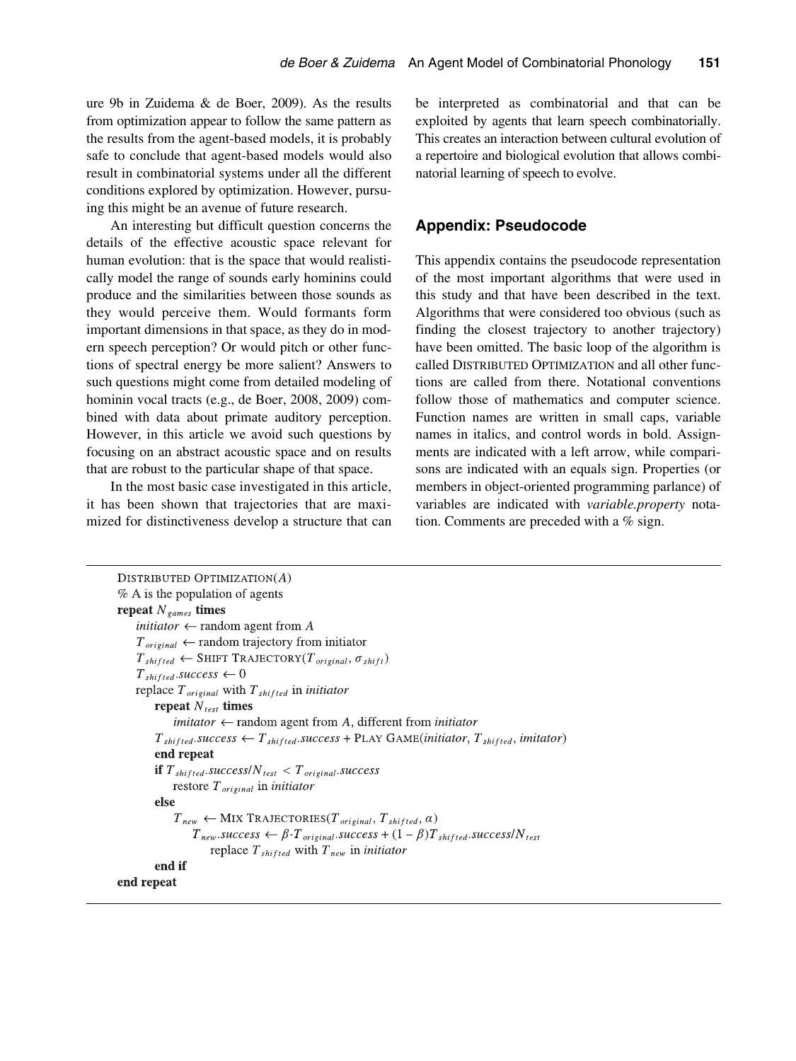ure 9b in Zuidema & de Boer, 2009). As the results from optimization appear to follow the same pattern as the results from the agent-based models, it is probably safe to conclude that agent-based models would also result in combinatorial systems under all the different conditions explored by optimization. However, pursuing this might be an avenue of future research.

An interesting but difficult question concerns the details of the effective acoustic space relevant for human evolution: that is the space that would realistically model the range of sounds early hominins could produce and the similarities between those sounds as they would perceive them. Would formants form important dimensions in that space, as they do in modern speech perception? Or would pitch or other functions of spectral energy be more salient? Answers to such questions might come from detailed modeling of hominin vocal tracts (e.g., de Boer, 2008, 2009) combined with data about primate auditory perception. However, in this article we avoid such questions by focusing on an abstract acoustic space and on results that are robust to the particular shape of that space.

In the most basic case investigated in this article, it has been shown that trajectories that are maximized for distinctiveness develop a structure that can be interpreted as combinatorial and that can be exploited by agents that learn speech combinatorially. This creates an interaction between cultural evolution of a repertoire and biological evolution that allows combinatorial learning of speech to evolve.

## Appendix: Pseudocode

This appendix contains the pseudocode representation of the most important algorithms that were used in this study and that have been described in the text. Algorithms that were considered too obvious (such as finding the closest trajectory to another trajectory) have been omitted. The basic loop of the algorithm is called DISTRIBUTED OPTIMIZATION and all other functions are called from there. Notational conventions follow those of mathematics and computer science. Function names are written in small caps, variable names in italics, and control words in bold. Assignments are indicated with a left arrow, while comparisons are indicated with an equals sign. Properties (or members in object-oriented programming parlance) of variables are indicated with *variable.property* notation. Comments are preceded with a % sign.

```
DISTRIBUTED OPTIMIZATION(A)
% A is the population of agents
repeat N_games times
    initiator ← random agent from A
    T_original ← random trajectory from initiator
    T_shifted ← SHIFT TRAJECTORY(T_original, σ_shift)
    T_shifted.success ← 0
    replace T_original with T_shifted in initiator
        repeat N_test times
            imitator ← random agent from A, different from initiator
        T_shifted.success ← T_shifted.success + PLAY GAME(initiator, T_shifted, imitator)
        end repeat
        if T_shifted.success/N_test < T_original.success
            restore T_original in initiator
        else
            T_new ← MIX TRAJECTORIES(T_original, T_shifted, α)
                T_new.success ← β·T_original.success + (1 − β)T_shifted.success/N_test
                    replace T_shifted with T_new in initiator
        end if
end repeat
```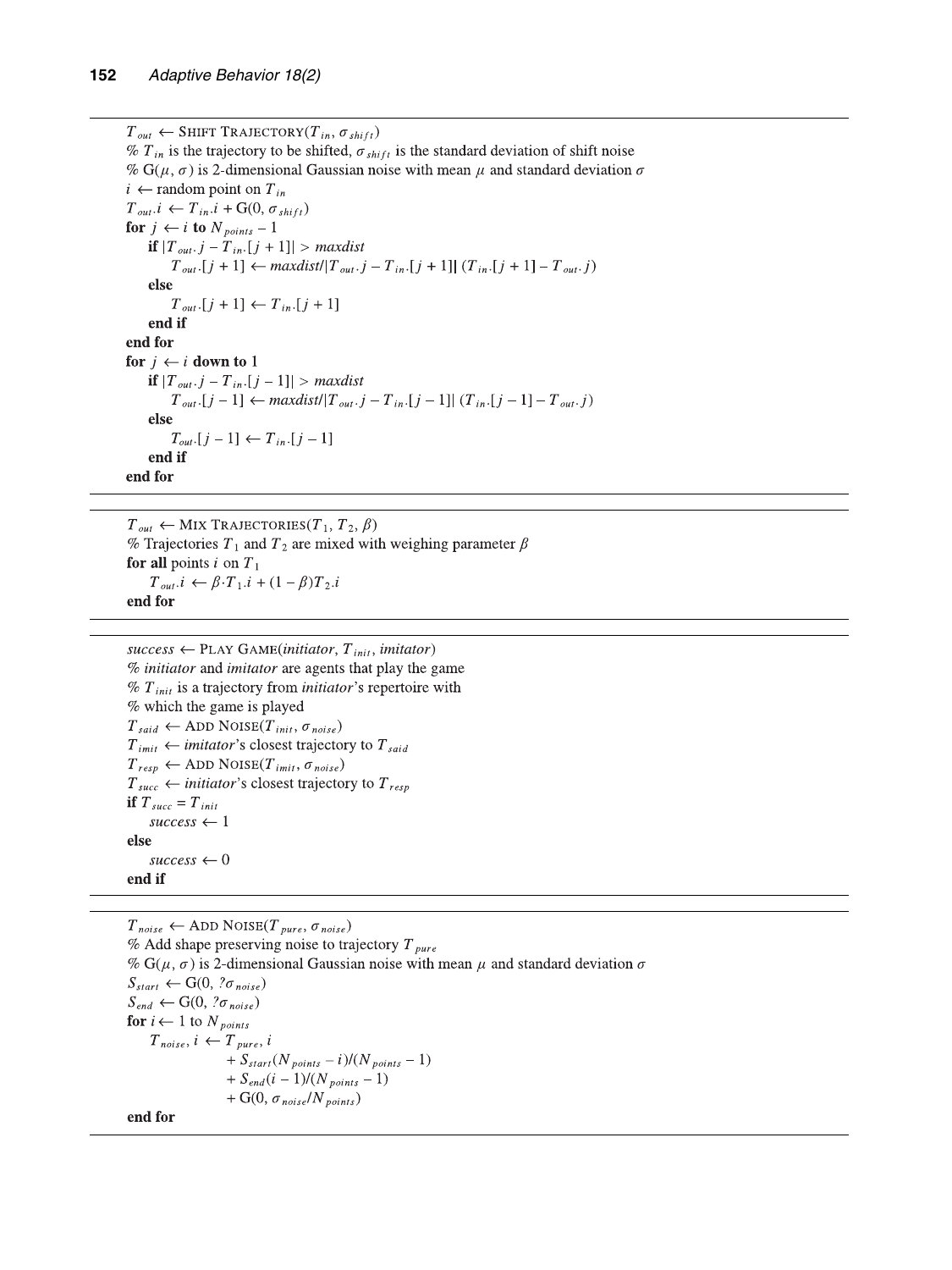$T_{out} \leftarrow$ SHIFT TRAJECTORY($T_{in}$, $\sigma_{shift}$)
% $T_{in}$ is the trajectory to be shifted, $\sigma_{shift}$ is the standard deviation of shift noise
% G($\mu$, $\sigma$) is 2-dimensional Gaussian noise with mean $\mu$ and standard deviation $\sigma$
$i \leftarrow$ random point on $T_{in}$
$T_{out}.i \leftarrow T_{in}.i + \text{G}(0, \sigma_{shift})$
**for** $j \leftarrow i$ **to** $N_{points} - 1$
  **if** $|T_{out}.j - T_{in}.[j+1]| > maxdist$
    $T_{out}.[j+1] \leftarrow maxdist/|T_{out}.j - T_{in}.[j+1]|\ (T_{in}.[j+1] - T_{out}.j)$
  **else**
    $T_{out}.[j+1] \leftarrow T_{in}.[j+1]$
  **end if**
**end for**
**for** $j \leftarrow i$ **down to** 1
  **if** $|T_{out}.j - T_{in}.[j-1]| > maxdist$
    $T_{out}.[j-1] \leftarrow maxdist/|T_{out}.j - T_{in}.[j-1]|\ (T_{in}.[j-1] - T_{out}.j)$
  **else**
    $T_{out}.[j-1] \leftarrow T_{in}.[j-1]$
  **end if**
**end for**

---

$T_{out} \leftarrow$ MIX TRAJECTORIES($T_1$, $T_2$, $\beta$)
% Trajectories $T_1$ and $T_2$ are mixed with weighing parameter $\beta$
**for all** points $i$ on $T_1$
  $T_{out}.i \leftarrow \beta \cdot T_1.i + (1-\beta)T_2.i$
**end for**

---

*success* $\leftarrow$ PLAY GAME(*initiator*, $T_{init}$, *imitator*)
% *initiator* and *imitator* are agents that play the game
% $T_{init}$ is a trajectory from *initiator*'s repertoire with
% which the game is played
$T_{said} \leftarrow$ ADD NOISE($T_{init}$, $\sigma_{noise}$)
$T_{imit} \leftarrow$ *imitator*'s closest trajectory to $T_{said}$
$T_{resp} \leftarrow$ ADD NOISE($T_{imit}$, $\sigma_{noise}$)
$T_{succ} \leftarrow$ *initiator*'s closest trajectory to $T_{resp}$
**if** $T_{succ} = T_{init}$
  *success* $\leftarrow 1$
**else**
  *success* $\leftarrow 0$
**end if**

---

$T_{noise} \leftarrow$ ADD NOISE($T_{pure}$, $\sigma_{noise}$)
% Add shape preserving noise to trajectory $T_{pure}$
% G($\mu$, $\sigma$) is 2-dimensional Gaussian noise with mean $\mu$ and standard deviation $\sigma$
$S_{start} \leftarrow \text{G}(0, ?\sigma_{noise})$
$S_{end} \leftarrow \text{G}(0, ?\sigma_{noise})$
**for** $i \leftarrow 1$ to $N_{points}$
  $T_{noise}, i \leftarrow T_{pure}, i$
    $+ S_{start}(N_{points} - i)/(N_{points} - 1)$
    $+ S_{end}(i-1)/(N_{points} - 1)$
    $+ \text{G}(0, \sigma_{noise}/N_{points})$
**end for**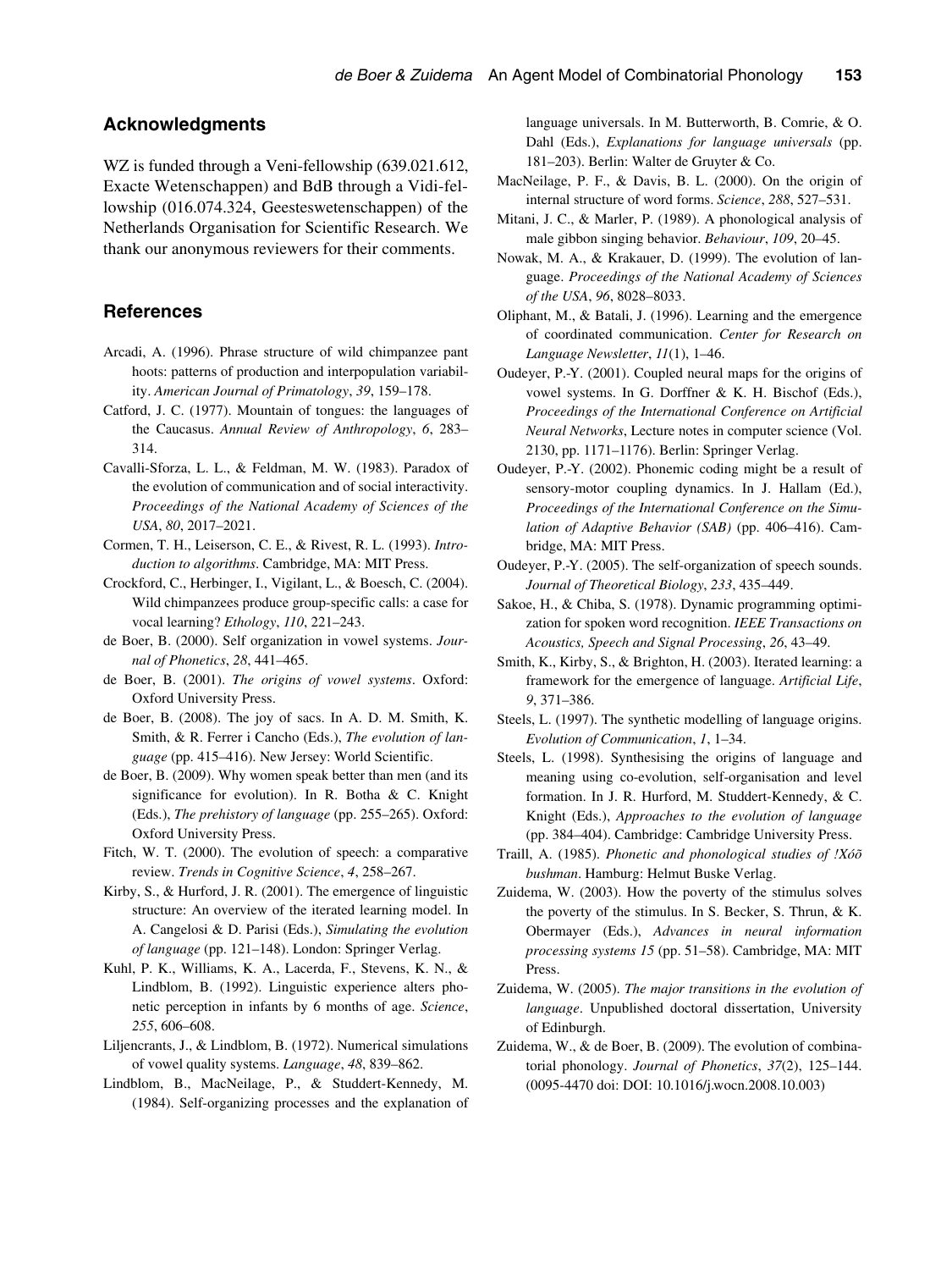## Acknowledgments

WZ is funded through a Veni-fellowship (639.021.612, Exacte Wetenschappen) and BdB through a Vidi-fellowship (016.074.324, Geesteswetenschappen) of the Netherlands Organisation for Scientific Research. We thank our anonymous reviewers for their comments.

## References

Arcadi, A. (1996). Phrase structure of wild chimpanzee pant hoots: patterns of production and interpopulation variability. *American Journal of Primatology*, *39*, 159–178.

Catford, J. C. (1977). Mountain of tongues: the languages of the Caucasus. *Annual Review of Anthropology*, *6*, 283–314.

Cavalli-Sforza, L. L., & Feldman, M. W. (1983). Paradox of the evolution of communication and of social interactivity. *Proceedings of the National Academy of Sciences of the USA*, *80*, 2017–2021.

Cormen, T. H., Leiserson, C. E., & Rivest, R. L. (1993). *Introduction to algorithms*. Cambridge, MA: MIT Press.

Crockford, C., Herbinger, I., Vigilant, L., & Boesch, C. (2004). Wild chimpanzees produce group-specific calls: a case for vocal learning? *Ethology*, *110*, 221–243.

de Boer, B. (2000). Self organization in vowel systems. *Journal of Phonetics*, *28*, 441–465.

de Boer, B. (2001). *The origins of vowel systems*. Oxford: Oxford University Press.

de Boer, B. (2008). The joy of sacs. In A. D. M. Smith, K. Smith, & R. Ferrer i Cancho (Eds.), *The evolution of language* (pp. 415–416). New Jersey: World Scientific.

de Boer, B. (2009). Why women speak better than men (and its significance for evolution). In R. Botha & C. Knight (Eds.), *The prehistory of language* (pp. 255–265). Oxford: Oxford University Press.

Fitch, W. T. (2000). The evolution of speech: a comparative review. *Trends in Cognitive Science*, *4*, 258–267.

Kirby, S., & Hurford, J. R. (2001). The emergence of linguistic structure: An overview of the iterated learning model. In A. Cangelosi & D. Parisi (Eds.), *Simulating the evolution of language* (pp. 121–148). London: Springer Verlag.

Kuhl, P. K., Williams, K. A., Lacerda, F., Stevens, K. N., & Lindblom, B. (1992). Linguistic experience alters phonetic perception in infants by 6 months of age. *Science*, *255*, 606–608.

Liljencrants, J., & Lindblom, B. (1972). Numerical simulations of vowel quality systems. *Language*, *48*, 839–862.

Lindblom, B., MacNeilage, P., & Studdert-Kennedy, M. (1984). Self-organizing processes and the explanation of language universals. In M. Butterworth, B. Comrie, & O. Dahl (Eds.), *Explanations for language universals* (pp. 181–203). Berlin: Walter de Gruyter & Co.

MacNeilage, P. F., & Davis, B. L. (2000). On the origin of internal structure of word forms. *Science*, *288*, 527–531.

Mitani, J. C., & Marler, P. (1989). A phonological analysis of male gibbon singing behavior. *Behaviour*, *109*, 20–45.

Nowak, M. A., & Krakauer, D. (1999). The evolution of language. *Proceedings of the National Academy of Sciences of the USA*, *96*, 8028–8033.

Oliphant, M., & Batali, J. (1996). Learning and the emergence of coordinated communication. *Center for Research on Language Newsletter*, *11*(1), 1–46.

Oudeyer, P.-Y. (2001). Coupled neural maps for the origins of vowel systems. In G. Dorffner & K. H. Bischof (Eds.), *Proceedings of the International Conference on Artificial Neural Networks*, Lecture notes in computer science (Vol. 2130, pp. 1171–1176). Berlin: Springer Verlag.

Oudeyer, P.-Y. (2002). Phonemic coding might be a result of sensory-motor coupling dynamics. In J. Hallam (Ed.), *Proceedings of the International Conference on the Simulation of Adaptive Behavior (SAB)* (pp. 406–416). Cambridge, MA: MIT Press.

Oudeyer, P.-Y. (2005). The self-organization of speech sounds. *Journal of Theoretical Biology*, *233*, 435–449.

Sakoe, H., & Chiba, S. (1978). Dynamic programming optimization for spoken word recognition. *IEEE Transactions on Acoustics, Speech and Signal Processing*, *26*, 43–49.

Smith, K., Kirby, S., & Brighton, H. (2003). Iterated learning: a framework for the emergence of language. *Artificial Life*, *9*, 371–386.

Steels, L. (1997). The synthetic modelling of language origins. *Evolution of Communication*, *1*, 1–34.

Steels, L. (1998). Synthesising the origins of language and meaning using co-evolution, self-organisation and level formation. In J. R. Hurford, M. Studdert-Kennedy, & C. Knight (Eds.), *Approaches to the evolution of language* (pp. 384–404). Cambridge: Cambridge University Press.

Traill, A. (1985). *Phonetic and phonological studies of !Xóõ bushman*. Hamburg: Helmut Buske Verlag.

Zuidema, W. (2003). How the poverty of the stimulus solves the poverty of the stimulus. In S. Becker, S. Thrun, & K. Obermayer (Eds.), *Advances in neural information processing systems 15* (pp. 51–58). Cambridge, MA: MIT Press.

Zuidema, W. (2005). *The major transitions in the evolution of language*. Unpublished doctoral dissertation, University of Edinburgh.

Zuidema, W., & de Boer, B. (2009). The evolution of combinatorial phonology. *Journal of Phonetics*, *37*(2), 125–144. (0095-4470 doi: DOI: 10.1016/j.wocn.2008.10.003)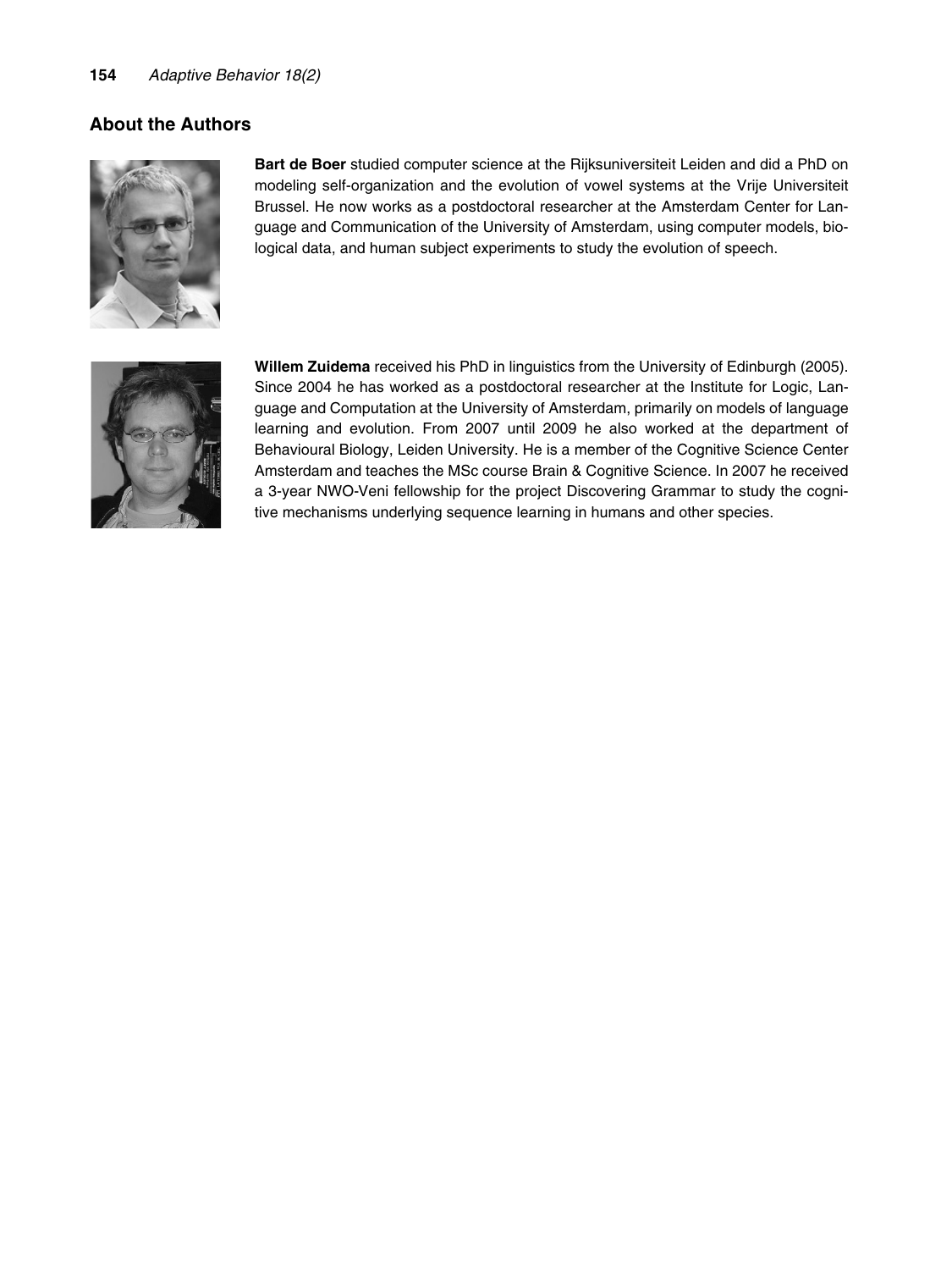## About the Authors

**Bart de Boer** studied computer science at the Rijksuniversiteit Leiden and did a PhD on modeling self-organization and the evolution of vowel systems at the Vrije Universiteit Brussel. He now works as a postdoctoral researcher at the Amsterdam Center for Language and Communication of the University of Amsterdam, using computer models, biological data, and human subject experiments to study the evolution of speech.

**Willem Zuidema** received his PhD in linguistics from the University of Edinburgh (2005). Since 2004 he has worked as a postdoctoral researcher at the Institute for Logic, Language and Computation at the University of Amsterdam, primarily on models of language learning and evolution. From 2007 until 2009 he also worked at the department of Behavioural Biology, Leiden University. He is a member of the Cognitive Science Center Amsterdam and teaches the MSc course Brain & Cognitive Science. In 2007 he received a 3-year NWO-Veni fellowship for the project Discovering Grammar to study the cognitive mechanisms underlying sequence learning in humans and other species.